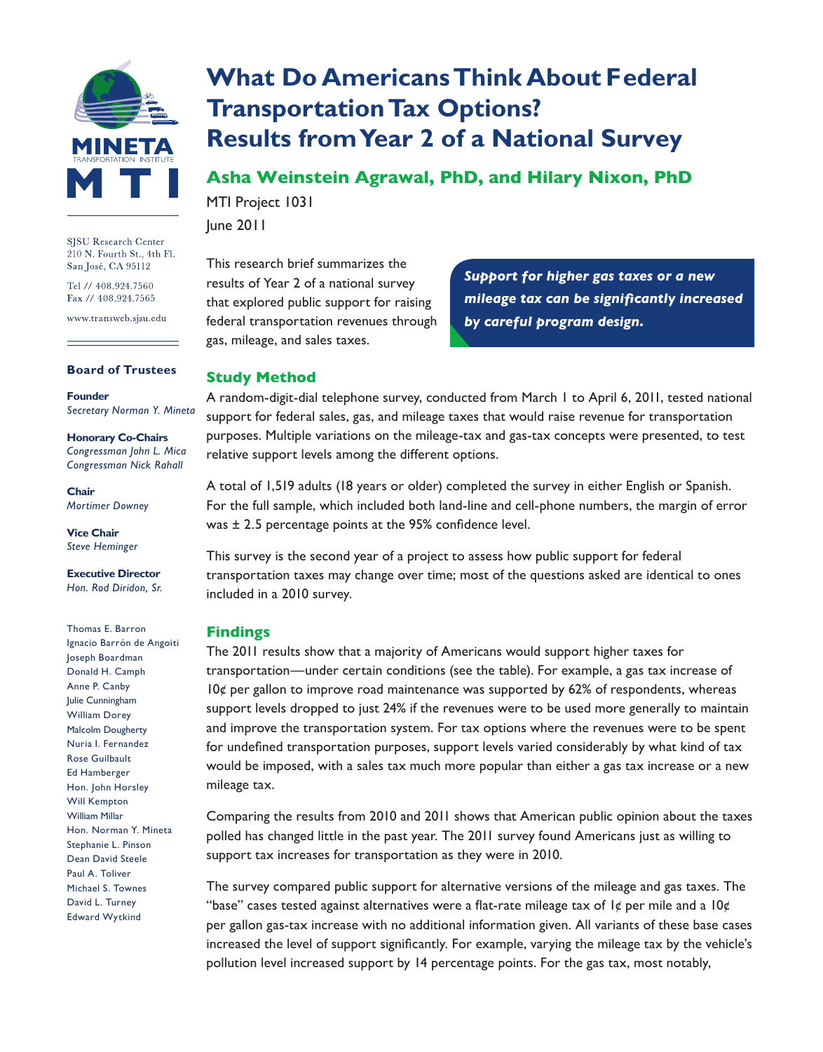MINETA TRANSPORTATION INSTITUTE

MTI

SJSU Research Center
210 N. Fourth St., 4th Fl.
San José, CA 95112

Tel // 408.924.7560
Fax // 408.924.7565

www.transweb.sjsu.edu

**Board of Trustees**

**Founder**
*Secretary Norman Y. Mineta*

**Honorary Co-Chairs**
*Congressman John L. Mica*
*Congressman Nick Rahall*

**Chair**
*Mortimer Downey*

**Vice Chair**
*Steve Heminger*

**Executive Director**
*Hon. Rod Diridon, Sr.*

Thomas E. Barron
Ignacio Barrón de Angoiti
Joseph Boardman
Donald H. Camph
Anne P. Canby
Julie Cunningham
William Dorey
Malcolm Dougherty
Nuria I. Fernandez
Rose Guilbault
Ed Hamberger
Hon. John Horsley
Will Kempton
William Millar
Hon. Norman Y. Mineta
Stephanie L. Pinson
Dean David Steele
Paul A. Toliver
Michael S. Townes
David L. Turney
Edward Wytkind

# What Do Americans Think About Federal Transportation Tax Options? Results from Year 2 of a National Survey

## Asha Weinstein Agrawal, PhD, and Hilary Nixon, PhD

MTI Project 1031

June 2011

This research brief summarizes the results of Year 2 of a national survey that explored public support for raising federal transportation revenues through gas, mileage, and sales taxes.

***Support for higher gas taxes or a new mileage tax can be significantly increased by careful program design.***

## Study Method

A random-digit-dial telephone survey, conducted from March 1 to April 6, 2011, tested national support for federal sales, gas, and mileage taxes that would raise revenue for transportation purposes. Multiple variations on the mileage-tax and gas-tax concepts were presented, to test relative support levels among the different options.

A total of 1,519 adults (18 years or older) completed the survey in either English or Spanish. For the full sample, which included both land-line and cell-phone numbers, the margin of error was ± 2.5 percentage points at the 95% confidence level.

This survey is the second year of a project to assess how public support for federal transportation taxes may change over time; most of the questions asked are identical to ones included in a 2010 survey.

## Findings

The 2011 results show that a majority of Americans would support higher taxes for transportation—under certain conditions (see the table). For example, a gas tax increase of 10¢ per gallon to improve road maintenance was supported by 62% of respondents, whereas support levels dropped to just 24% if the revenues were to be used more generally to maintain and improve the transportation system. For tax options where the revenues were to be spent for undefined transportation purposes, support levels varied considerably by what kind of tax would be imposed, with a sales tax much more popular than either a gas tax increase or a new mileage tax.

Comparing the results from 2010 and 2011 shows that American public opinion about the taxes polled has changed little in the past year. The 2011 survey found Americans just as willing to support tax increases for transportation as they were in 2010.

The survey compared public support for alternative versions of the mileage and gas taxes. The "base" cases tested against alternatives were a flat-rate mileage tax of 1¢ per mile and a 10¢ per gallon gas-tax increase with no additional information given. All variants of these base cases increased the level of support significantly. For example, varying the mileage tax by the vehicle's pollution level increased support by 14 percentage points. For the gas tax, most notably,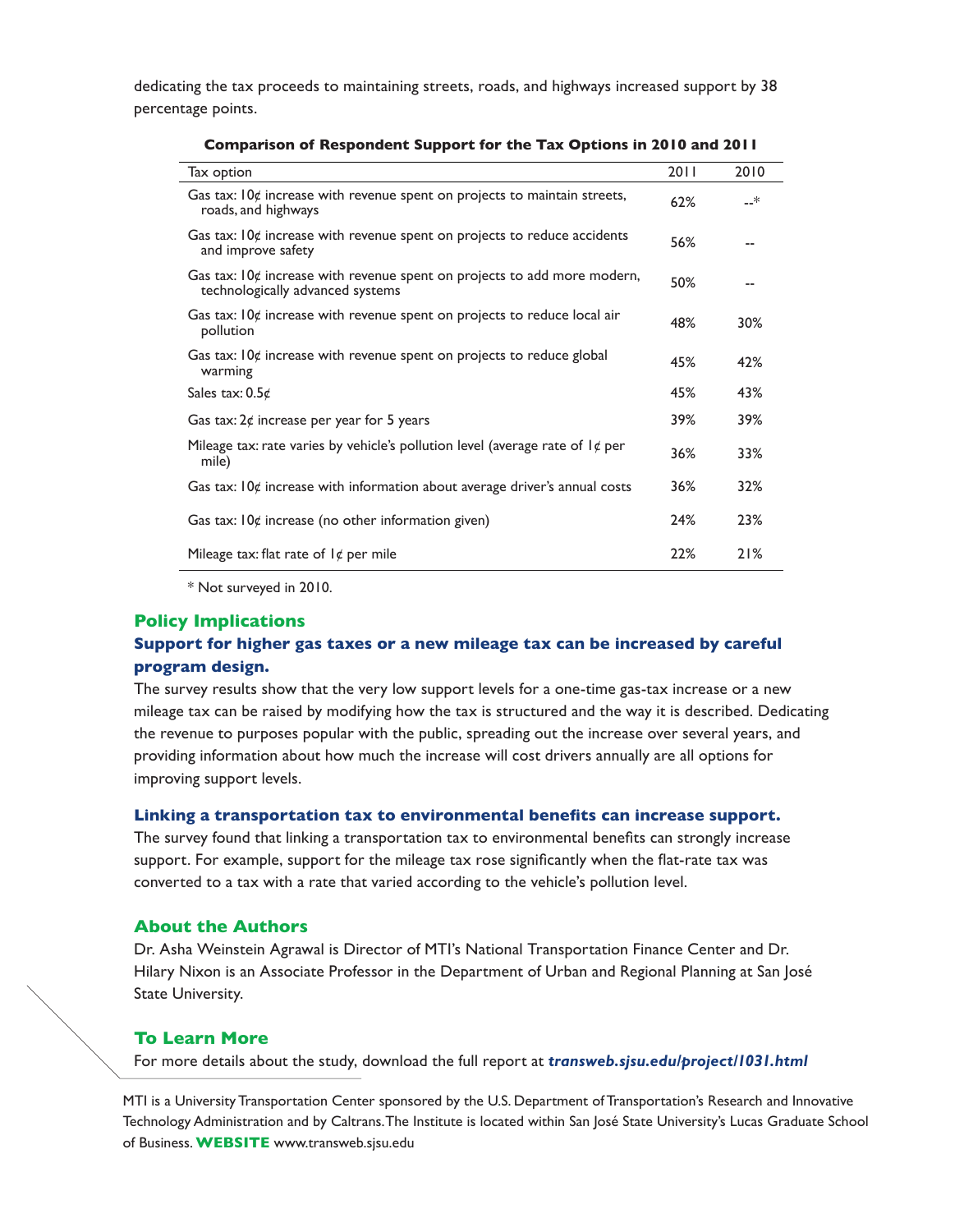dedicating the tax proceeds to maintaining streets, roads, and highways increased support by 38 percentage points.

**Comparison of Respondent Support for the Tax Options in 2010 and 2011**

| Tax option | 2011 | 2010 |
| --- | --- | --- |
| Gas tax: 10¢ increase with revenue spent on projects to maintain streets, roads, and highways | 62% | --* |
| Gas tax: 10¢ increase with revenue spent on projects to reduce accidents and improve safety | 56% | -- |
| Gas tax: 10¢ increase with revenue spent on projects to add more modern, technologically advanced systems | 50% | -- |
| Gas tax: 10¢ increase with revenue spent on projects to reduce local air pollution | 48% | 30% |
| Gas tax: 10¢ increase with revenue spent on projects to reduce global warming | 45% | 42% |
| Sales tax: 0.5¢ | 45% | 43% |
| Gas tax: 2¢ increase per year for 5 years | 39% | 39% |
| Mileage tax: rate varies by vehicle's pollution level (average rate of 1¢ per mile) | 36% | 33% |
| Gas tax: 10¢ increase with information about average driver's annual costs | 36% | 32% |
| Gas tax: 10¢ increase (no other information given) | 24% | 23% |
| Mileage tax: flat rate of 1¢ per mile | 22% | 21% |

* Not surveyed in 2010.

## Policy Implications

### Support for higher gas taxes or a new mileage tax can be increased by careful program design.

The survey results show that the very low support levels for a one-time gas-tax increase or a new mileage tax can be raised by modifying how the tax is structured and the way it is described. Dedicating the revenue to purposes popular with the public, spreading out the increase over several years, and providing information about how much the increase will cost drivers annually are all options for improving support levels.

### Linking a transportation tax to environmental benefits can increase support.

The survey found that linking a transportation tax to environmental benefits can strongly increase support. For example, support for the mileage tax rose significantly when the flat-rate tax was converted to a tax with a rate that varied according to the vehicle's pollution level.

## About the Authors

Dr. Asha Weinstein Agrawal is Director of MTI's National Transportation Finance Center and Dr. Hilary Nixon is an Associate Professor in the Department of Urban and Regional Planning at San José State University.

## To Learn More

For more details about the study, download the full report at ***transweb.sjsu.edu/project/1031.html***

MTI is a University Transportation Center sponsored by the U.S. Department of Transportation's Research and Innovative Technology Administration and by Caltrans. The Institute is located within San José State University's Lucas Graduate School of Business. **WEBSITE** www.transweb.sjsu.edu